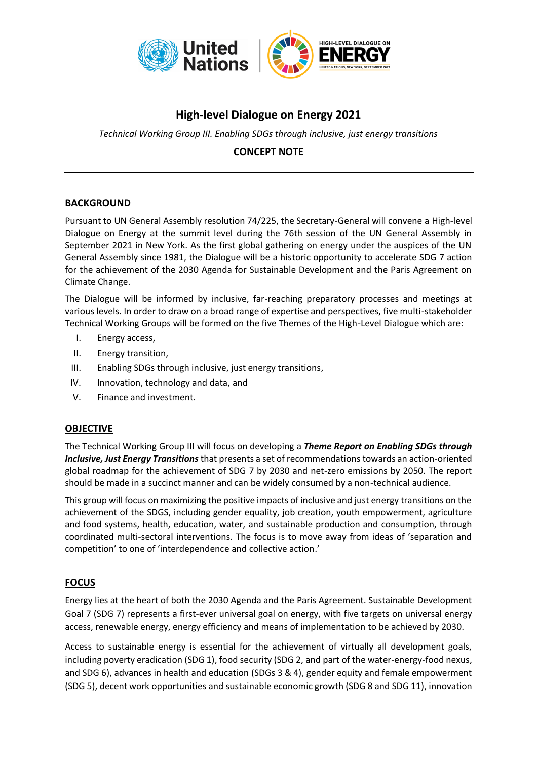# High-level Dialogue on Energy 2021

*Technical Working Group III. Enabling SDGs through inclusive, just energy transitions*

**CONCEPT NOTE**

---

## BACKGROUND

Pursuant to UN General Assembly resolution 74/225, the Secretary-General will convene a High-level Dialogue on Energy at the summit level during the 76th session of the UN General Assembly in September 2021 in New York. As the first global gathering on energy under the auspices of the UN General Assembly since 1981, the Dialogue will be a historic opportunity to accelerate SDG 7 action for the achievement of the 2030 Agenda for Sustainable Development and the Paris Agreement on Climate Change.

The Dialogue will be informed by inclusive, far-reaching preparatory processes and meetings at various levels. In order to draw on a broad range of expertise and perspectives, five multi-stakeholder Technical Working Groups will be formed on the five Themes of the High-Level Dialogue which are:

I. Energy access,
II. Energy transition,
III. Enabling SDGs through inclusive, just energy transitions,
IV. Innovation, technology and data, and
V. Finance and investment.

## OBJECTIVE

The Technical Working Group III will focus on developing a ***Theme Report on Enabling SDGs through Inclusive, Just Energy Transitions*** that presents a set of recommendations towards an action-oriented global roadmap for the achievement of SDG 7 by 2030 and net-zero emissions by 2050. The report should be made in a succinct manner and can be widely consumed by a non-technical audience.

This group will focus on maximizing the positive impacts of inclusive and just energy transitions on the achievement of the SDGS, including gender equality, job creation, youth empowerment, agriculture and food systems, health, education, water, and sustainable production and consumption, through coordinated multi-sectoral interventions. The focus is to move away from ideas of 'separation and competition' to one of 'interdependence and collective action.'

## FOCUS

Energy lies at the heart of both the 2030 Agenda and the Paris Agreement. Sustainable Development Goal 7 (SDG 7) represents a first-ever universal goal on energy, with five targets on universal energy access, renewable energy, energy efficiency and means of implementation to be achieved by 2030.

Access to sustainable energy is essential for the achievement of virtually all development goals, including poverty eradication (SDG 1), food security (SDG 2, and part of the water-energy-food nexus, and SDG 6), advances in health and education (SDGs 3 & 4), gender equity and female empowerment (SDG 5), decent work opportunities and sustainable economic growth (SDG 8 and SDG 11), innovation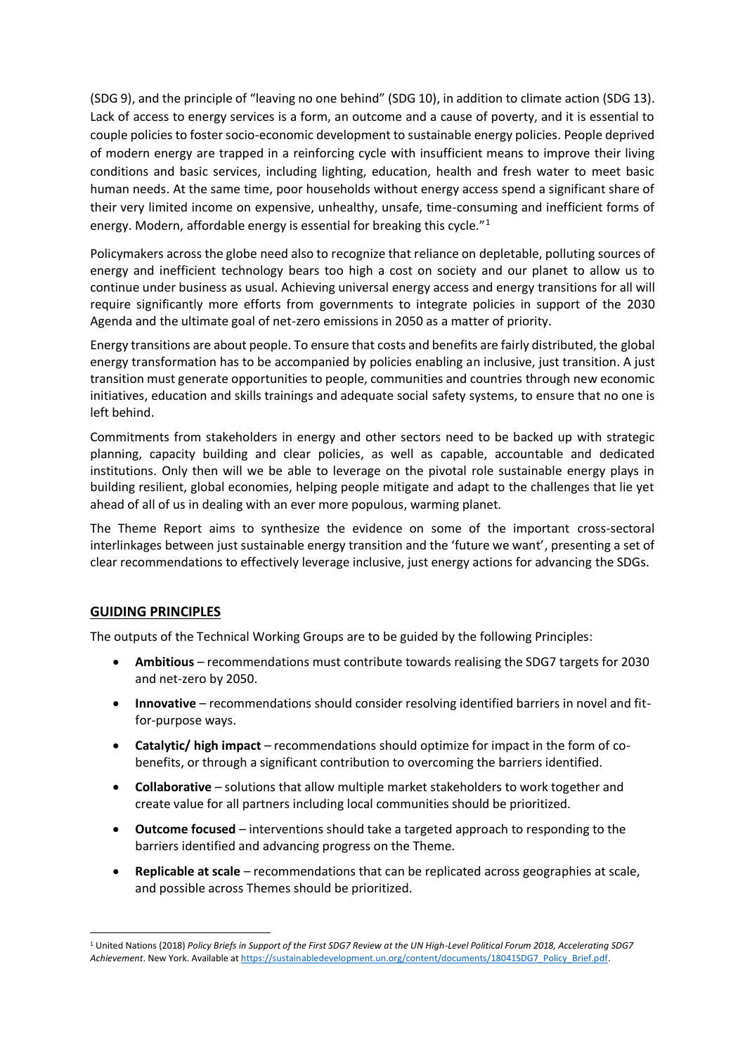(SDG 9), and the principle of "leaving no one behind" (SDG 10), in addition to climate action (SDG 13). Lack of access to energy services is a form, an outcome and a cause of poverty, and it is essential to couple policies to foster socio-economic development to sustainable energy policies. People deprived of modern energy are trapped in a reinforcing cycle with insufficient means to improve their living conditions and basic services, including lighting, education, health and fresh water to meet basic human needs. At the same time, poor households without energy access spend a significant share of their very limited income on expensive, unhealthy, unsafe, time-consuming and inefficient forms of energy. Modern, affordable energy is essential for breaking this cycle."[1]

Policymakers across the globe need also to recognize that reliance on depletable, polluting sources of energy and inefficient technology bears too high a cost on society and our planet to allow us to continue under business as usual. Achieving universal energy access and energy transitions for all will require significantly more efforts from governments to integrate policies in support of the 2030 Agenda and the ultimate goal of net-zero emissions in 2050 as a matter of priority.

Energy transitions are about people. To ensure that costs and benefits are fairly distributed, the global energy transformation has to be accompanied by policies enabling an inclusive, just transition. A just transition must generate opportunities to people, communities and countries through new economic initiatives, education and skills trainings and adequate social safety systems, to ensure that no one is left behind.

Commitments from stakeholders in energy and other sectors need to be backed up with strategic planning, capacity building and clear policies, as well as capable, accountable and dedicated institutions. Only then will we be able to leverage on the pivotal role sustainable energy plays in building resilient, global economies, helping people mitigate and adapt to the challenges that lie yet ahead of all of us in dealing with an ever more populous, warming planet.

The Theme Report aims to synthesize the evidence on some of the important cross-sectoral interlinkages between just sustainable energy transition and the 'future we want', presenting a set of clear recommendations to effectively leverage inclusive, just energy actions for advancing the SDGs.

## GUIDING PRINCIPLES

The outputs of the Technical Working Groups are to be guided by the following Principles:

- **Ambitious** – recommendations must contribute towards realising the SDG7 targets for 2030 and net-zero by 2050.
- **Innovative** – recommendations should consider resolving identified barriers in novel and fit-for-purpose ways.
- **Catalytic/ high impact** – recommendations should optimize for impact in the form of co-benefits, or through a significant contribution to overcoming the barriers identified.
- **Collaborative** – solutions that allow multiple market stakeholders to work together and create value for all partners including local communities should be prioritized.
- **Outcome focused** – interventions should take a targeted approach to responding to the barriers identified and advancing progress on the Theme.
- **Replicable at scale** – recommendations that can be replicated across geographies at scale, and possible across Themes should be prioritized.

---

[1] United Nations (2018) *Policy Briefs in Support of the First SDG7 Review at the UN High-Level Political Forum 2018, Accelerating SDG7 Achievement*. New York. Available at https://sustainabledevelopment.un.org/content/documents/18041SDG7_Policy_Brief.pdf.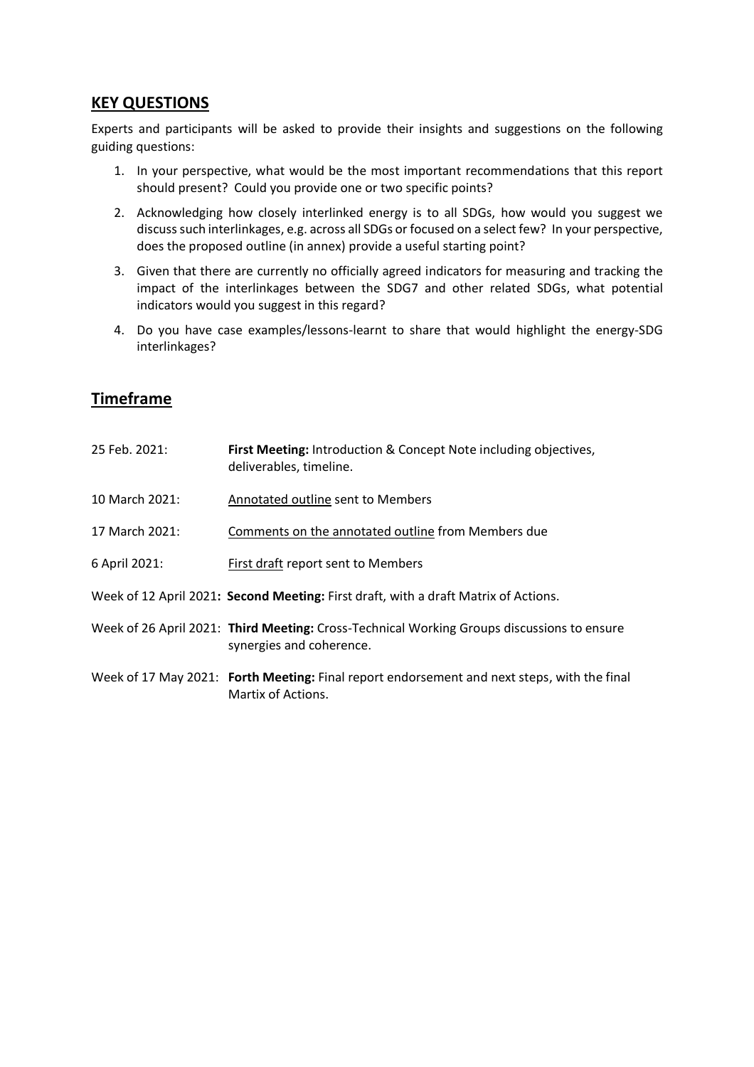## KEY QUESTIONS

Experts and participants will be asked to provide their insights and suggestions on the following guiding questions:

1. In your perspective, what would be the most important recommendations that this report should present? Could you provide one or two specific points?
2. Acknowledging how closely interlinked energy is to all SDGs, how would you suggest we discuss such interlinkages, e.g. across all SDGs or focused on a select few? In your perspective, does the proposed outline (in annex) provide a useful starting point?
3. Given that there are currently no officially agreed indicators for measuring and tracking the impact of the interlinkages between the SDG7 and other related SDGs, what potential indicators would you suggest in this regard?
4. Do you have case examples/lessons-learnt to share that would highlight the energy-SDG interlinkages?

## Timeframe

25 Feb. 2021: **First Meeting:** Introduction & Concept Note including objectives, deliverables, timeline.

10 March 2021: Annotated outline sent to Members

17 March 2021: Comments on the annotated outline from Members due

6 April 2021: First draft report sent to Members

Week of 12 April 2021**: Second Meeting:** First draft, with a draft Matrix of Actions.

Week of 26 April 2021: **Third Meeting:** Cross-Technical Working Groups discussions to ensure synergies and coherence.

Week of 17 May 2021: **Forth Meeting:** Final report endorsement and next steps, with the final Martix of Actions.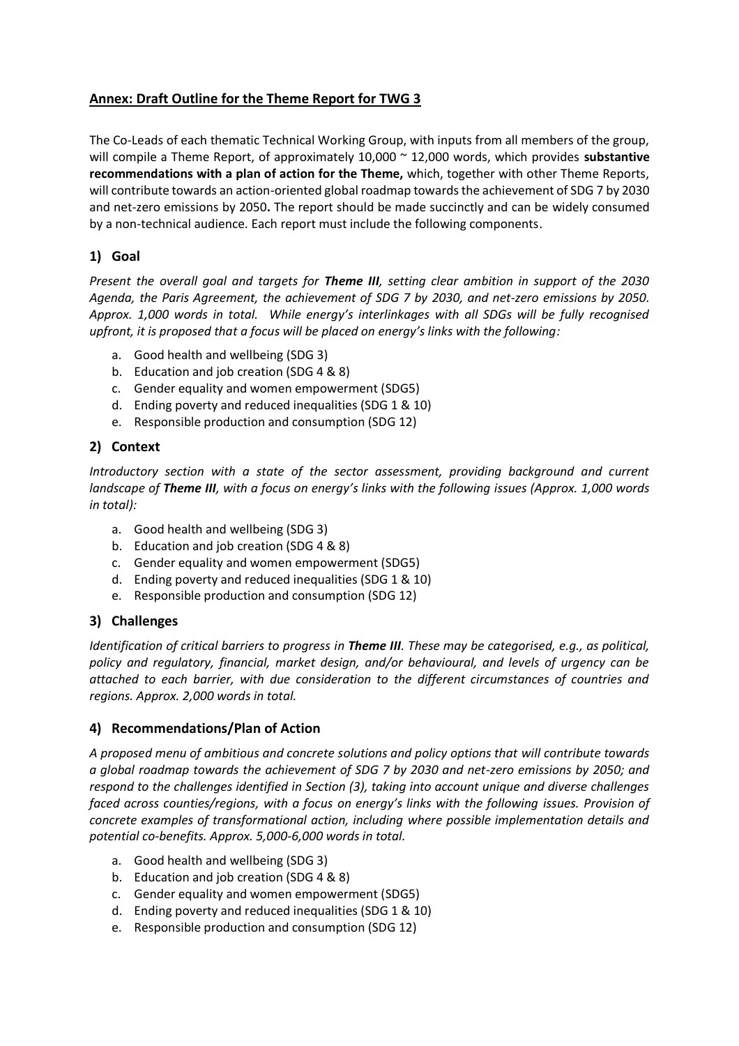## **Annex: Draft Outline for the Theme Report for TWG 3**

The Co-Leads of each thematic Technical Working Group, with inputs from all members of the group, will compile a Theme Report, of approximately 10,000 ~ 12,000 words, which provides **substantive recommendations with a plan of action for the Theme,** which, together with other Theme Reports, will contribute towards an action-oriented global roadmap towards the achievement of SDG 7 by 2030 and net-zero emissions by 2050**.** The report should be made succinctly and can be widely consumed by a non-technical audience. Each report must include the following components.

### **1) Goal**

*Present the overall goal and targets for **Theme III**, setting clear ambition in support of the 2030 Agenda, the Paris Agreement, the achievement of SDG 7 by 2030, and net-zero emissions by 2050. Approx. 1,000 words in total. While energy's interlinkages with all SDGs will be fully recognised upfront, it is proposed that a focus will be placed on energy's links with the following:*

a. Good health and wellbeing (SDG 3)
b. Education and job creation (SDG 4 & 8)
c. Gender equality and women empowerment (SDG5)
d. Ending poverty and reduced inequalities (SDG 1 & 10)
e. Responsible production and consumption (SDG 12)

### **2) Context**

*Introductory section with a state of the sector assessment, providing background and current landscape of **Theme III**, with a focus on energy's links with the following issues (Approx. 1,000 words in total):*

a. Good health and wellbeing (SDG 3)
b. Education and job creation (SDG 4 & 8)
c. Gender equality and women empowerment (SDG5)
d. Ending poverty and reduced inequalities (SDG 1 & 10)
e. Responsible production and consumption (SDG 12)

### **3) Challenges**

*Identification of critical barriers to progress in **Theme III**. These may be categorised, e.g., as political, policy and regulatory, financial, market design, and/or behavioural, and levels of urgency can be attached to each barrier, with due consideration to the different circumstances of countries and regions. Approx. 2,000 words in total.*

### **4) Recommendations/Plan of Action**

*A proposed menu of ambitious and concrete solutions and policy options that will contribute towards a global roadmap towards the achievement of SDG 7 by 2030 and net-zero emissions by 2050; and respond to the challenges identified in Section (3), taking into account unique and diverse challenges faced across counties/regions, with a focus on energy's links with the following issues. Provision of concrete examples of transformational action, including where possible implementation details and potential co-benefits. Approx. 5,000-6,000 words in total.*

a. Good health and wellbeing (SDG 3)
b. Education and job creation (SDG 4 & 8)
c. Gender equality and women empowerment (SDG5)
d. Ending poverty and reduced inequalities (SDG 1 & 10)
e. Responsible production and consumption (SDG 12)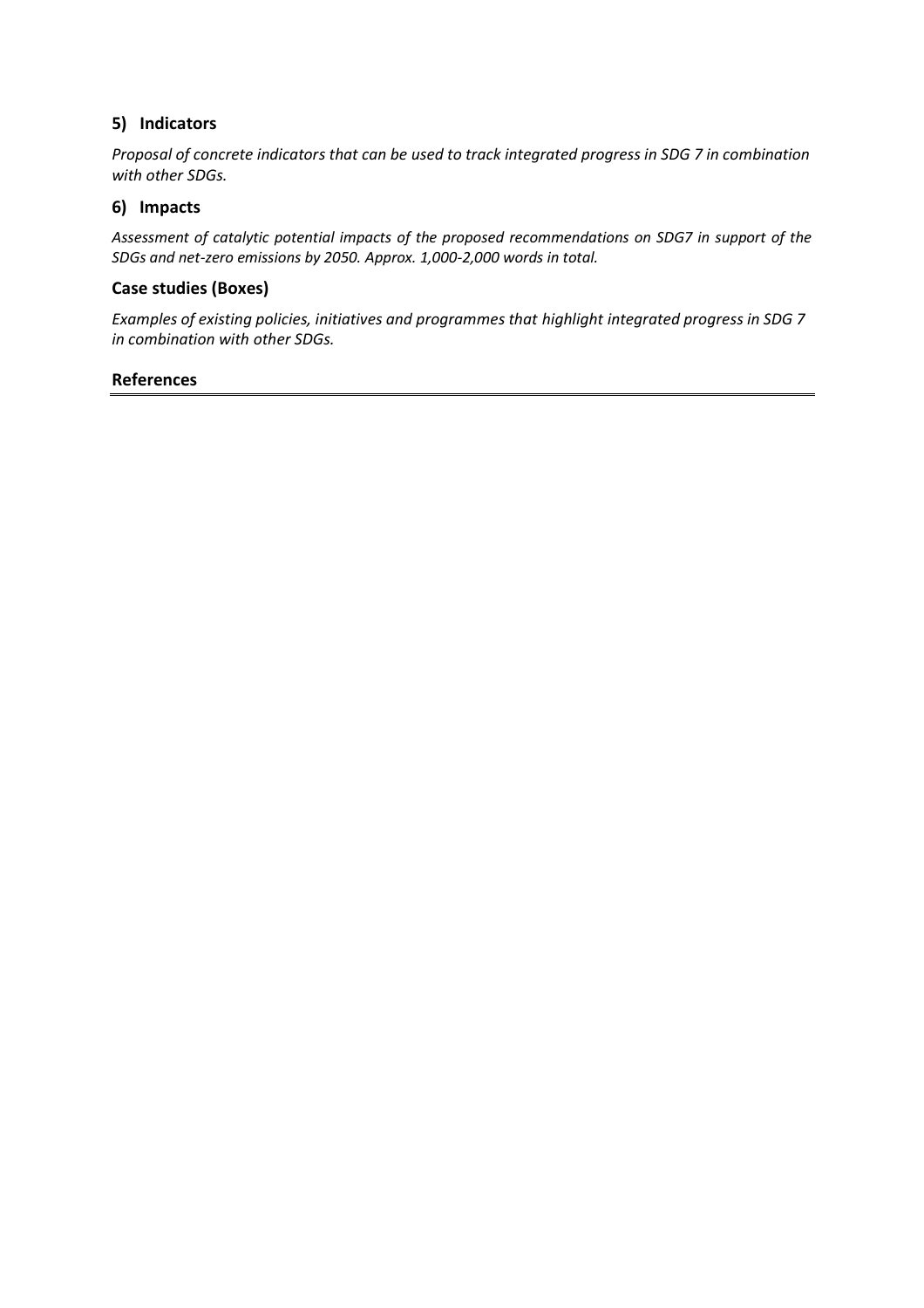## 5) Indicators

*Proposal of concrete indicators that can be used to track integrated progress in SDG 7 in combination with other SDGs.*

## 6) Impacts

*Assessment of catalytic potential impacts of the proposed recommendations on SDG7 in support of the SDGs and net-zero emissions by 2050. Approx. 1,000-2,000 words in total.*

## Case studies (Boxes)

*Examples of existing policies, initiatives and programmes that highlight integrated progress in SDG 7 in combination with other SDGs.*

## References